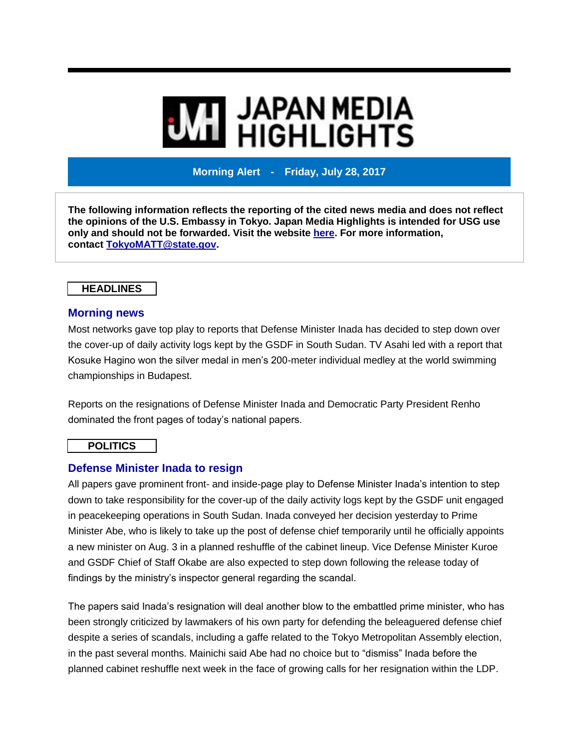# JAPAN MEDIA HIGHLIGHTS

**Morning Alert - Friday, July 28, 2017**

**The following information reflects the reporting of the cited news media and does not reflect the opinions of the U.S. Embassy in Tokyo. Japan Media Highlights is intended for USG use only and should not be forwarded. Visit the website here. For more information, contact TokyoMATT@state.gov.**

## HEADLINES

### Morning news

Most networks gave top play to reports that Defense Minister Inada has decided to step down over the cover-up of daily activity logs kept by the GSDF in South Sudan. TV Asahi led with a report that Kosuke Hagino won the silver medal in men's 200-meter individual medley at the world swimming championships in Budapest.

Reports on the resignations of Defense Minister Inada and Democratic Party President Renho dominated the front pages of today's national papers.

## POLITICS

### Defense Minister Inada to resign

All papers gave prominent front- and inside-page play to Defense Minister Inada's intention to step down to take responsibility for the cover-up of the daily activity logs kept by the GSDF unit engaged in peacekeeping operations in South Sudan. Inada conveyed her decision yesterday to Prime Minister Abe, who is likely to take up the post of defense chief temporarily until he officially appoints a new minister on Aug. 3 in a planned reshuffle of the cabinet lineup. Vice Defense Minister Kuroe and GSDF Chief of Staff Okabe are also expected to step down following the release today of findings by the ministry's inspector general regarding the scandal.

The papers said Inada's resignation will deal another blow to the embattled prime minister, who has been strongly criticized by lawmakers of his own party for defending the beleaguered defense chief despite a series of scandals, including a gaffe related to the Tokyo Metropolitan Assembly election, in the past several months. Mainichi said Abe had no choice but to "dismiss" Inada before the planned cabinet reshuffle next week in the face of growing calls for her resignation within the LDP.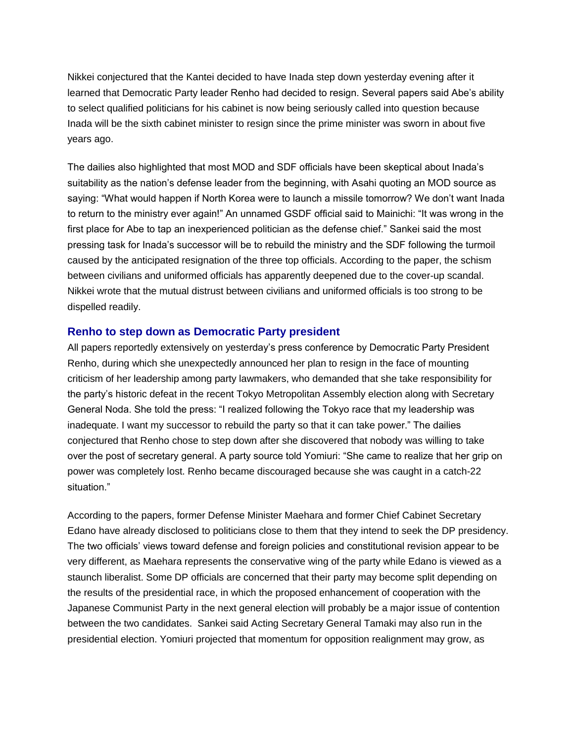Nikkei conjectured that the Kantei decided to have Inada step down yesterday evening after it learned that Democratic Party leader Renho had decided to resign. Several papers said Abe's ability to select qualified politicians for his cabinet is now being seriously called into question because Inada will be the sixth cabinet minister to resign since the prime minister was sworn in about five years ago.

The dailies also highlighted that most MOD and SDF officials have been skeptical about Inada's suitability as the nation's defense leader from the beginning, with Asahi quoting an MOD source as saying: "What would happen if North Korea were to launch a missile tomorrow? We don't want Inada to return to the ministry ever again!" An unnamed GSDF official said to Mainichi: "It was wrong in the first place for Abe to tap an inexperienced politician as the defense chief." Sankei said the most pressing task for Inada's successor will be to rebuild the ministry and the SDF following the turmoil caused by the anticipated resignation of the three top officials. According to the paper, the schism between civilians and uniformed officials has apparently deepened due to the cover-up scandal. Nikkei wrote that the mutual distrust between civilians and uniformed officials is too strong to be dispelled readily.

### Renho to step down as Democratic Party president

All papers reportedly extensively on yesterday's press conference by Democratic Party President Renho, during which she unexpectedly announced her plan to resign in the face of mounting criticism of her leadership among party lawmakers, who demanded that she take responsibility for the party's historic defeat in the recent Tokyo Metropolitan Assembly election along with Secretary General Noda. She told the press: "I realized following the Tokyo race that my leadership was inadequate. I want my successor to rebuild the party so that it can take power." The dailies conjectured that Renho chose to step down after she discovered that nobody was willing to take over the post of secretary general. A party source told Yomiuri: "She came to realize that her grip on power was completely lost. Renho became discouraged because she was caught in a catch-22 situation."

According to the papers, former Defense Minister Maehara and former Chief Cabinet Secretary Edano have already disclosed to politicians close to them that they intend to seek the DP presidency. The two officials' views toward defense and foreign policies and constitutional revision appear to be very different, as Maehara represents the conservative wing of the party while Edano is viewed as a staunch liberalist. Some DP officials are concerned that their party may become split depending on the results of the presidential race, in which the proposed enhancement of cooperation with the Japanese Communist Party in the next general election will probably be a major issue of contention between the two candidates. Sankei said Acting Secretary General Tamaki may also run in the presidential election. Yomiuri projected that momentum for opposition realignment may grow, as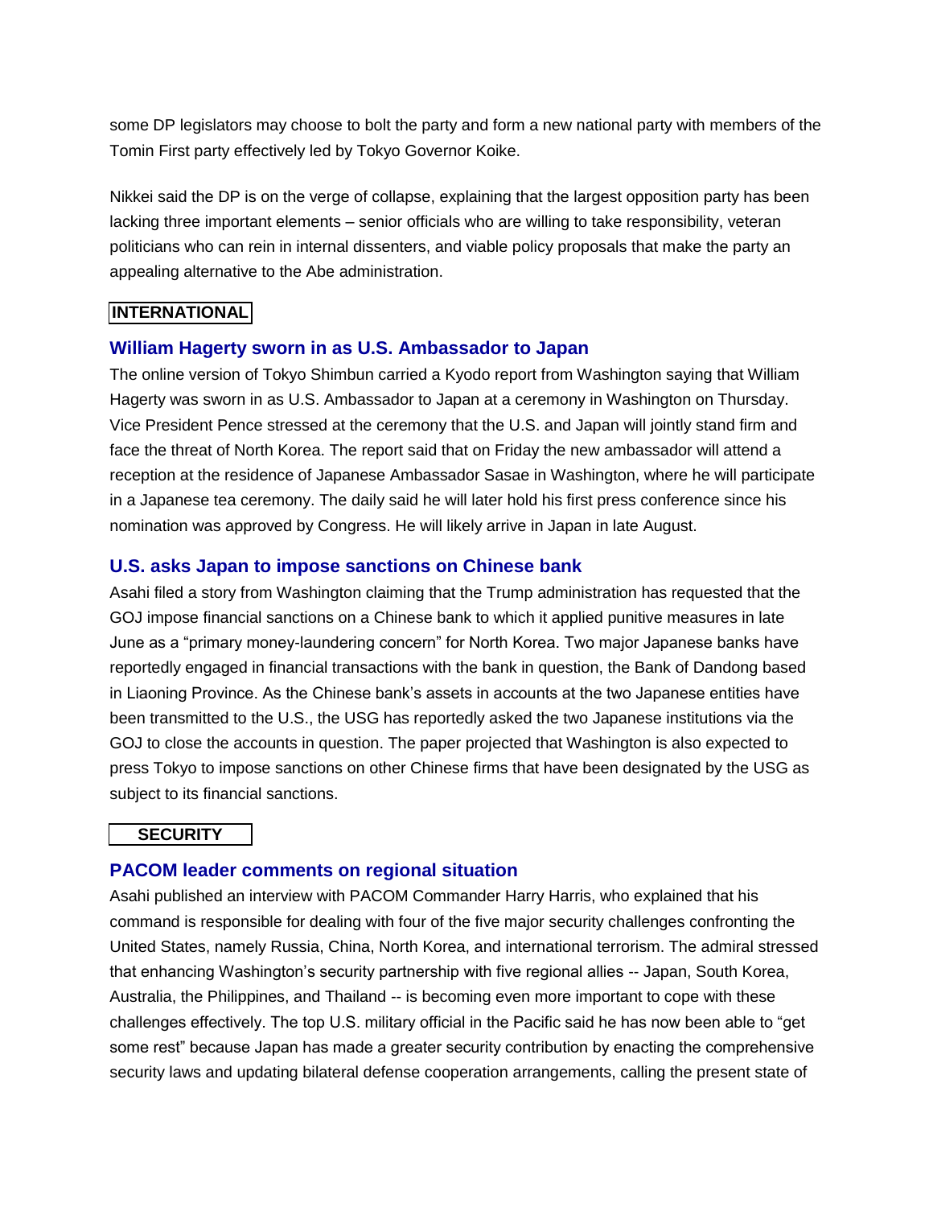some DP legislators may choose to bolt the party and form a new national party with members of the Tomin First party effectively led by Tokyo Governor Koike.

Nikkei said the DP is on the verge of collapse, explaining that the largest opposition party has been lacking three important elements – senior officials who are willing to take responsibility, veteran politicians who can rein in internal dissenters, and viable policy proposals that make the party an appealing alternative to the Abe administration.

## INTERNATIONAL

### William Hagerty sworn in as U.S. Ambassador to Japan

The online version of Tokyo Shimbun carried a Kyodo report from Washington saying that William Hagerty was sworn in as U.S. Ambassador to Japan at a ceremony in Washington on Thursday. Vice President Pence stressed at the ceremony that the U.S. and Japan will jointly stand firm and face the threat of North Korea. The report said that on Friday the new ambassador will attend a reception at the residence of Japanese Ambassador Sasae in Washington, where he will participate in a Japanese tea ceremony. The daily said he will later hold his first press conference since his nomination was approved by Congress. He will likely arrive in Japan in late August.

### U.S. asks Japan to impose sanctions on Chinese bank

Asahi filed a story from Washington claiming that the Trump administration has requested that the GOJ impose financial sanctions on a Chinese bank to which it applied punitive measures in late June as a "primary money-laundering concern" for North Korea. Two major Japanese banks have reportedly engaged in financial transactions with the bank in question, the Bank of Dandong based in Liaoning Province. As the Chinese bank's assets in accounts at the two Japanese entities have been transmitted to the U.S., the USG has reportedly asked the two Japanese institutions via the GOJ to close the accounts in question. The paper projected that Washington is also expected to press Tokyo to impose sanctions on other Chinese firms that have been designated by the USG as subject to its financial sanctions.

## SECURITY

### PACOM leader comments on regional situation

Asahi published an interview with PACOM Commander Harry Harris, who explained that his command is responsible for dealing with four of the five major security challenges confronting the United States, namely Russia, China, North Korea, and international terrorism. The admiral stressed that enhancing Washington's security partnership with five regional allies -- Japan, South Korea, Australia, the Philippines, and Thailand -- is becoming even more important to cope with these challenges effectively. The top U.S. military official in the Pacific said he has now been able to "get some rest" because Japan has made a greater security contribution by enacting the comprehensive security laws and updating bilateral defense cooperation arrangements, calling the present state of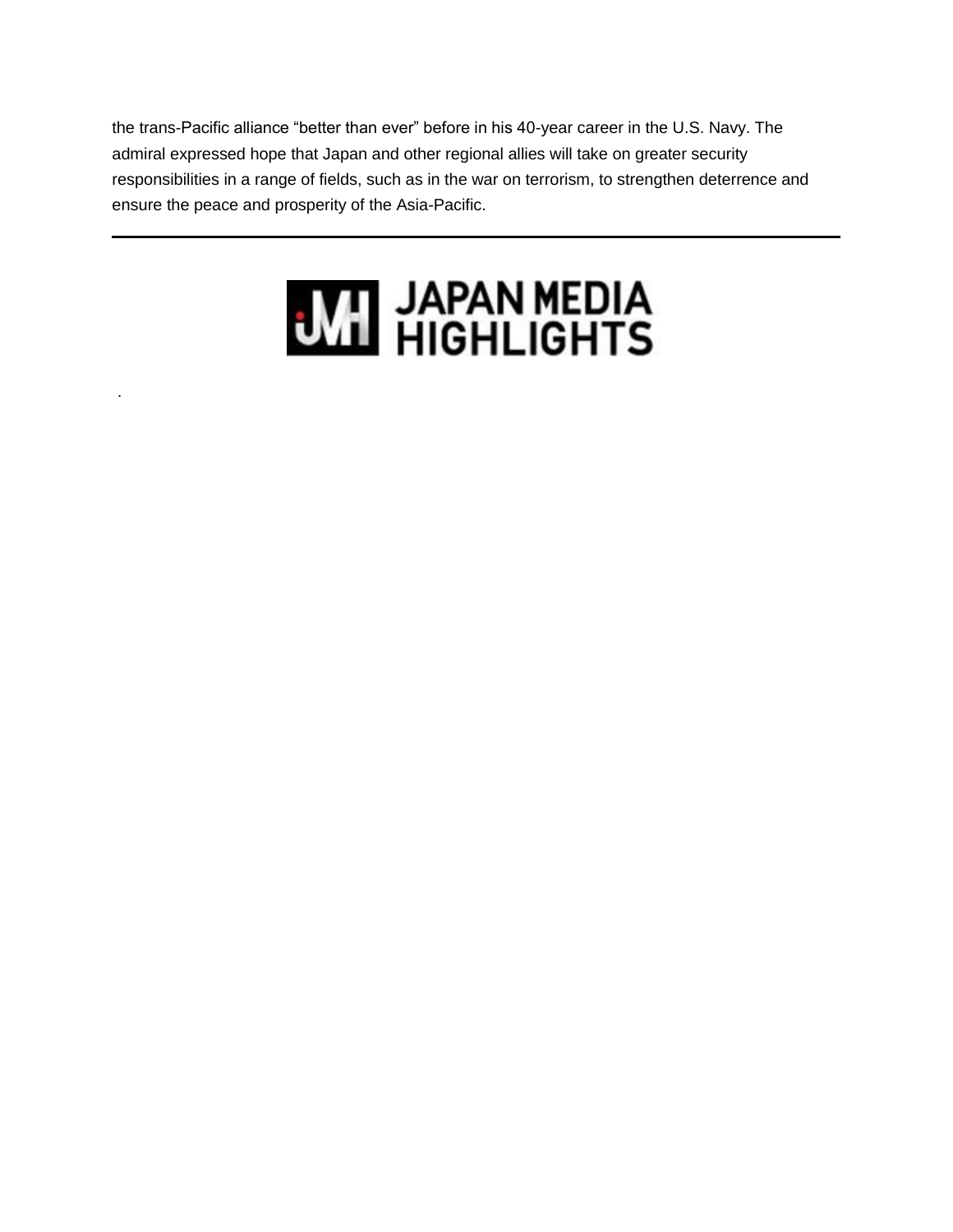the trans-Pacific alliance “better than ever” before in his 40-year career in the U.S. Navy. The admiral expressed hope that Japan and other regional allies will take on greater security responsibilities in a range of fields, such as in the war on terrorism, to strengthen deterrence and ensure the peace and prosperity of the Asia-Pacific.

---

JAPAN MEDIA HIGHLIGHTS

.